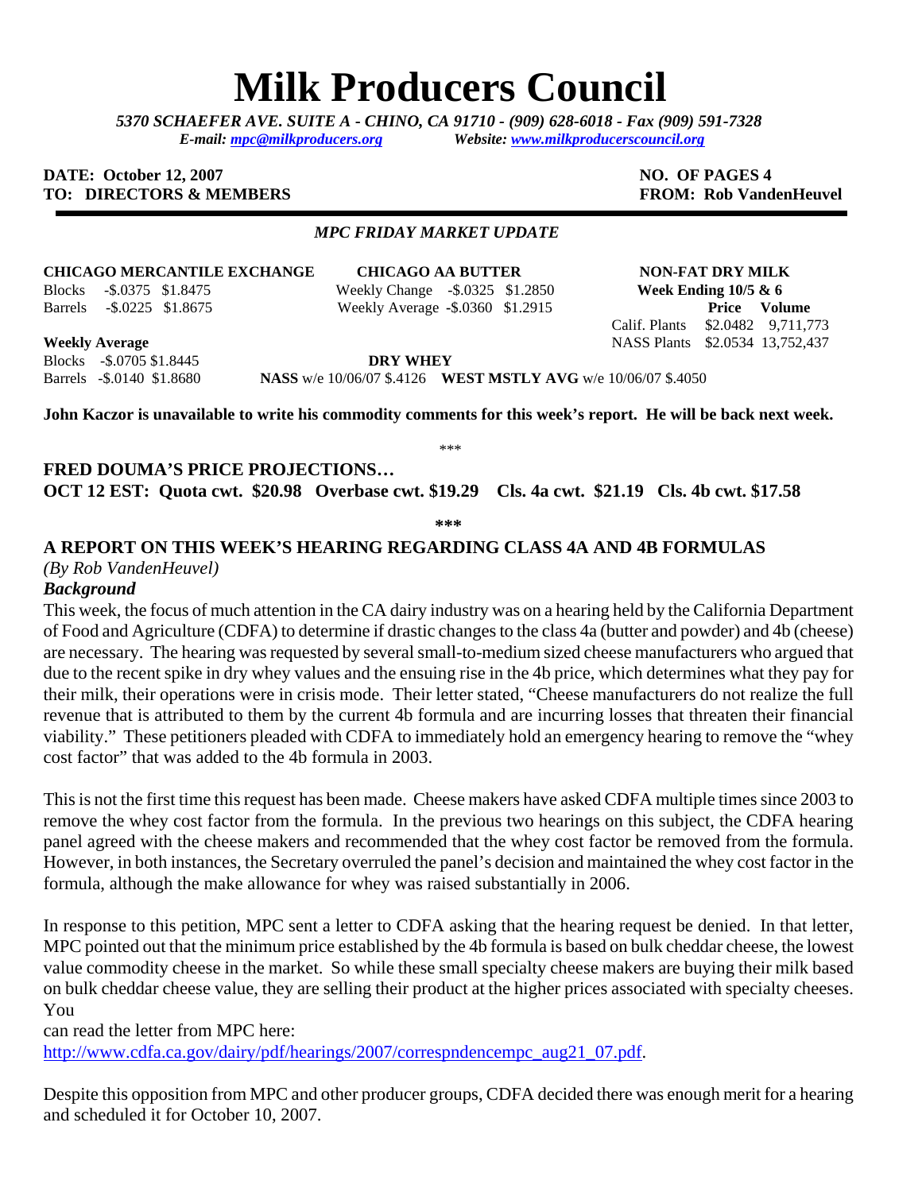# Milk Producers Council

*5370 SCHAEFER AVE. SUITE A - CHINO, CA 91710 - (909) 628-6018 - Fax (909) 591-7328*
*E-mail: mpc@milkproducers.org Website: www.milkproducerscouncil.org*

**DATE: October 12, 2007** **NO. OF PAGES 4**
**TO: DIRECTORS & MEMBERS** **FROM: Rob VandenHeuvel**

***MPC FRIDAY MARKET UPDATE***

**CHICAGO MERCANTILE EXCHANGE**

| | Change | Price |
|---|---|---|
| Blocks | -$.0375 | $1.8475 |
| Barrels | -$.0225 | $1.8675 |

**Weekly Average**

| | Change | Price |
|---|---|---|
| Blocks | -$.0705 | $1.8445 |
| Barrels | -$.0140 | $1.8680 |

**CHICAGO AA BUTTER**

| | Change | Price |
|---|---|---|
| Weekly Change | -$.0325 | $1.2850 |
| Weekly Average | -$.0360 | $1.2915 |

**NON-FAT DRY MILK**
**Week Ending 10/5 & 6**

| | Price | Volume |
|---|---|---|
| Calif. Plants | $2.0482 | 9,711,773 |
| NASS Plants | $2.0534 | 13,752,437 |

**DRY WHEY**
**NASS** w/e 10/06/07 $.4126 **WEST MSTLY AVG** w/e 10/06/07 $.4050

**John Kaczor is unavailable to write his commodity comments for this week's report. He will be back next week.**

***

**FRED DOUMA'S PRICE PROJECTIONS…**
**OCT 12 EST: Quota cwt. $20.98 Overbase cwt. $19.29 Cls. 4a cwt. $21.19 Cls. 4b cwt. $17.58**

***

## A REPORT ON THIS WEEK'S HEARING REGARDING CLASS 4A AND 4B FORMULAS

*(By Rob VandenHeuvel)*

***Background***

This week, the focus of much attention in the CA dairy industry was on a hearing held by the California Department of Food and Agriculture (CDFA) to determine if drastic changes to the class 4a (butter and powder) and 4b (cheese) are necessary. The hearing was requested by several small-to-medium sized cheese manufacturers who argued that due to the recent spike in dry whey values and the ensuing rise in the 4b price, which determines what they pay for their milk, their operations were in crisis mode. Their letter stated, "Cheese manufacturers do not realize the full revenue that is attributed to them by the current 4b formula and are incurring losses that threaten their financial viability." These petitioners pleaded with CDFA to immediately hold an emergency hearing to remove the "whey cost factor" that was added to the 4b formula in 2003.

This is not the first time this request has been made. Cheese makers have asked CDFA multiple times since 2003 to remove the whey cost factor from the formula. In the previous two hearings on this subject, the CDFA hearing panel agreed with the cheese makers and recommended that the whey cost factor be removed from the formula. However, in both instances, the Secretary overruled the panel's decision and maintained the whey cost factor in the formula, although the make allowance for whey was raised substantially in 2006.

In response to this petition, MPC sent a letter to CDFA asking that the hearing request be denied. In that letter, MPC pointed out that the minimum price established by the 4b formula is based on bulk cheddar cheese, the lowest value commodity cheese in the market. So while these small specialty cheese makers are buying their milk based on bulk cheddar cheese value, they are selling their product at the higher prices associated with specialty cheeses. You can read the letter from MPC here: http://www.cdfa.ca.gov/dairy/pdf/hearings/2007/correspndencempc_aug21_07.pdf.

Despite this opposition from MPC and other producer groups, CDFA decided there was enough merit for a hearing and scheduled it for October 10, 2007.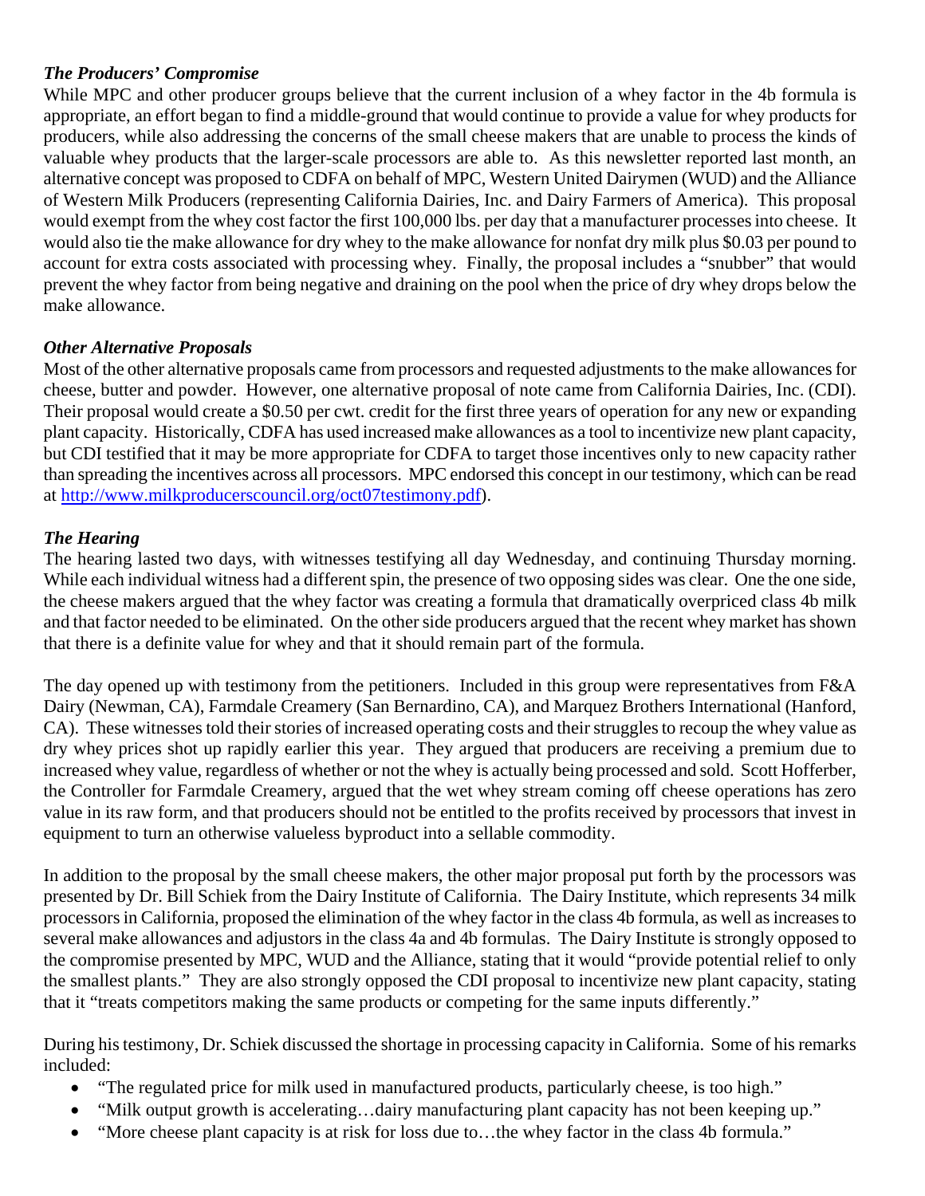### *The Producers' Compromise*

While MPC and other producer groups believe that the current inclusion of a whey factor in the 4b formula is appropriate, an effort began to find a middle-ground that would continue to provide a value for whey products for producers, while also addressing the concerns of the small cheese makers that are unable to process the kinds of valuable whey products that the larger-scale processors are able to. As this newsletter reported last month, an alternative concept was proposed to CDFA on behalf of MPC, Western United Dairymen (WUD) and the Alliance of Western Milk Producers (representing California Dairies, Inc. and Dairy Farmers of America). This proposal would exempt from the whey cost factor the first 100,000 lbs. per day that a manufacturer processes into cheese. It would also tie the make allowance for dry whey to the make allowance for nonfat dry milk plus $0.03 per pound to account for extra costs associated with processing whey. Finally, the proposal includes a "snubber" that would prevent the whey factor from being negative and draining on the pool when the price of dry whey drops below the make allowance.

### *Other Alternative Proposals*

Most of the other alternative proposals came from processors and requested adjustments to the make allowances for cheese, butter and powder. However, one alternative proposal of note came from California Dairies, Inc. (CDI). Their proposal would create a $0.50 per cwt. credit for the first three years of operation for any new or expanding plant capacity. Historically, CDFA has used increased make allowances as a tool to incentivize new plant capacity, but CDI testified that it may be more appropriate for CDFA to target those incentives only to new capacity rather than spreading the incentives across all processors. MPC endorsed this concept in our testimony, which can be read at http://www.milkproducerscouncil.org/oct07testimony.pdf).

### *The Hearing*

The hearing lasted two days, with witnesses testifying all day Wednesday, and continuing Thursday morning. While each individual witness had a different spin, the presence of two opposing sides was clear. One the one side, the cheese makers argued that the whey factor was creating a formula that dramatically overpriced class 4b milk and that factor needed to be eliminated. On the other side producers argued that the recent whey market has shown that there is a definite value for whey and that it should remain part of the formula.

The day opened up with testimony from the petitioners. Included in this group were representatives from F&A Dairy (Newman, CA), Farmdale Creamery (San Bernardino, CA), and Marquez Brothers International (Hanford, CA). These witnesses told their stories of increased operating costs and their struggles to recoup the whey value as dry whey prices shot up rapidly earlier this year. They argued that producers are receiving a premium due to increased whey value, regardless of whether or not the whey is actually being processed and sold. Scott Hofferber, the Controller for Farmdale Creamery, argued that the wet whey stream coming off cheese operations has zero value in its raw form, and that producers should not be entitled to the profits received by processors that invest in equipment to turn an otherwise valueless byproduct into a sellable commodity.

In addition to the proposal by the small cheese makers, the other major proposal put forth by the processors was presented by Dr. Bill Schiek from the Dairy Institute of California. The Dairy Institute, which represents 34 milk processors in California, proposed the elimination of the whey factor in the class 4b formula, as well as increases to several make allowances and adjustors in the class 4a and 4b formulas. The Dairy Institute is strongly opposed to the compromise presented by MPC, WUD and the Alliance, stating that it would "provide potential relief to only the smallest plants." They are also strongly opposed the CDI proposal to incentivize new plant capacity, stating that it "treats competitors making the same products or competing for the same inputs differently."

During his testimony, Dr. Schiek discussed the shortage in processing capacity in California. Some of his remarks included:

- "The regulated price for milk used in manufactured products, particularly cheese, is too high."
- "Milk output growth is accelerating…dairy manufacturing plant capacity has not been keeping up."
- "More cheese plant capacity is at risk for loss due to…the whey factor in the class 4b formula."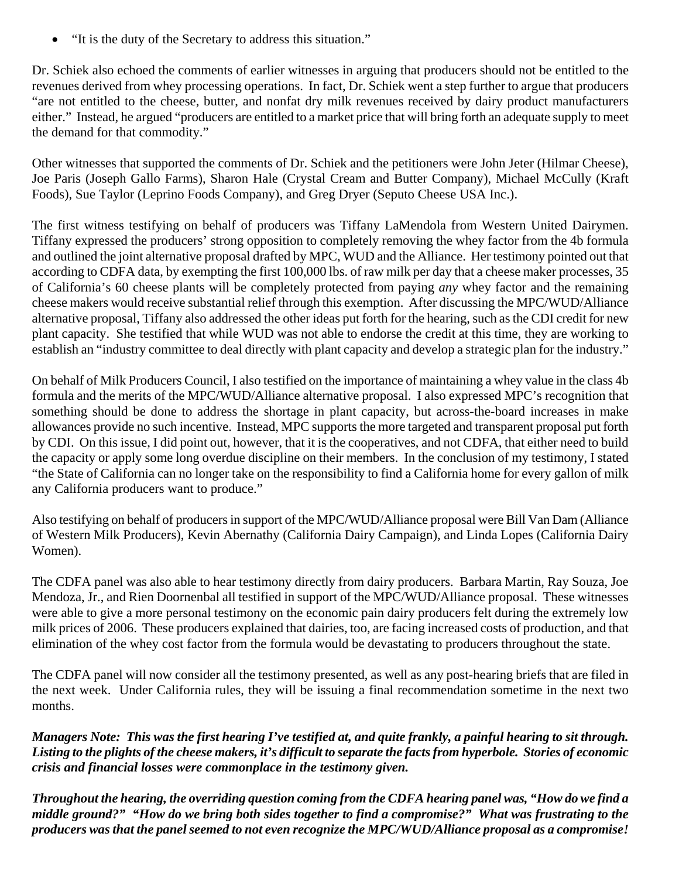- “It is the duty of the Secretary to address this situation.”

Dr. Schiek also echoed the comments of earlier witnesses in arguing that producers should not be entitled to the revenues derived from whey processing operations. In fact, Dr. Schiek went a step further to argue that producers “are not entitled to the cheese, butter, and nonfat dry milk revenues received by dairy product manufacturers either.” Instead, he argued “producers are entitled to a market price that will bring forth an adequate supply to meet the demand for that commodity.”

Other witnesses that supported the comments of Dr. Schiek and the petitioners were John Jeter (Hilmar Cheese), Joe Paris (Joseph Gallo Farms), Sharon Hale (Crystal Cream and Butter Company), Michael McCully (Kraft Foods), Sue Taylor (Leprino Foods Company), and Greg Dryer (Seputo Cheese USA Inc.).

The first witness testifying on behalf of producers was Tiffany LaMendola from Western United Dairymen. Tiffany expressed the producers’ strong opposition to completely removing the whey factor from the 4b formula and outlined the joint alternative proposal drafted by MPC, WUD and the Alliance. Her testimony pointed out that according to CDFA data, by exempting the first 100,000 lbs. of raw milk per day that a cheese maker processes, 35 of California’s 60 cheese plants will be completely protected from paying *any* whey factor and the remaining cheese makers would receive substantial relief through this exemption. After discussing the MPC/WUD/Alliance alternative proposal, Tiffany also addressed the other ideas put forth for the hearing, such as the CDI credit for new plant capacity. She testified that while WUD was not able to endorse the credit at this time, they are working to establish an “industry committee to deal directly with plant capacity and develop a strategic plan for the industry.”

On behalf of Milk Producers Council, I also testified on the importance of maintaining a whey value in the class 4b formula and the merits of the MPC/WUD/Alliance alternative proposal. I also expressed MPC’s recognition that something should be done to address the shortage in plant capacity, but across-the-board increases in make allowances provide no such incentive. Instead, MPC supports the more targeted and transparent proposal put forth by CDI. On this issue, I did point out, however, that it is the cooperatives, and not CDFA, that either need to build the capacity or apply some long overdue discipline on their members. In the conclusion of my testimony, I stated “the State of California can no longer take on the responsibility to find a California home for every gallon of milk any California producers want to produce.”

Also testifying on behalf of producers in support of the MPC/WUD/Alliance proposal were Bill Van Dam (Alliance of Western Milk Producers), Kevin Abernathy (California Dairy Campaign), and Linda Lopes (California Dairy Women).

The CDFA panel was also able to hear testimony directly from dairy producers. Barbara Martin, Ray Souza, Joe Mendoza, Jr., and Rien Doornenbal all testified in support of the MPC/WUD/Alliance proposal. These witnesses were able to give a more personal testimony on the economic pain dairy producers felt during the extremely low milk prices of 2006. These producers explained that dairies, too, are facing increased costs of production, and that elimination of the whey cost factor from the formula would be devastating to producers throughout the state.

The CDFA panel will now consider all the testimony presented, as well as any post-hearing briefs that are filed in the next week. Under California rules, they will be issuing a final recommendation sometime in the next two months.

***Managers Note: This was the first hearing I’ve testified at, and quite frankly, a painful hearing to sit through. Listing to the plights of the cheese makers, it’s difficult to separate the facts from hyperbole. Stories of economic crisis and financial losses were commonplace in the testimony given.***

***Throughout the hearing, the overriding question coming from the CDFA hearing panel was, “How do we find a middle ground?” “How do we bring both sides together to find a compromise?” What was frustrating to the producers was that the panel seemed to not even recognize the MPC/WUD/Alliance proposal as a compromise!***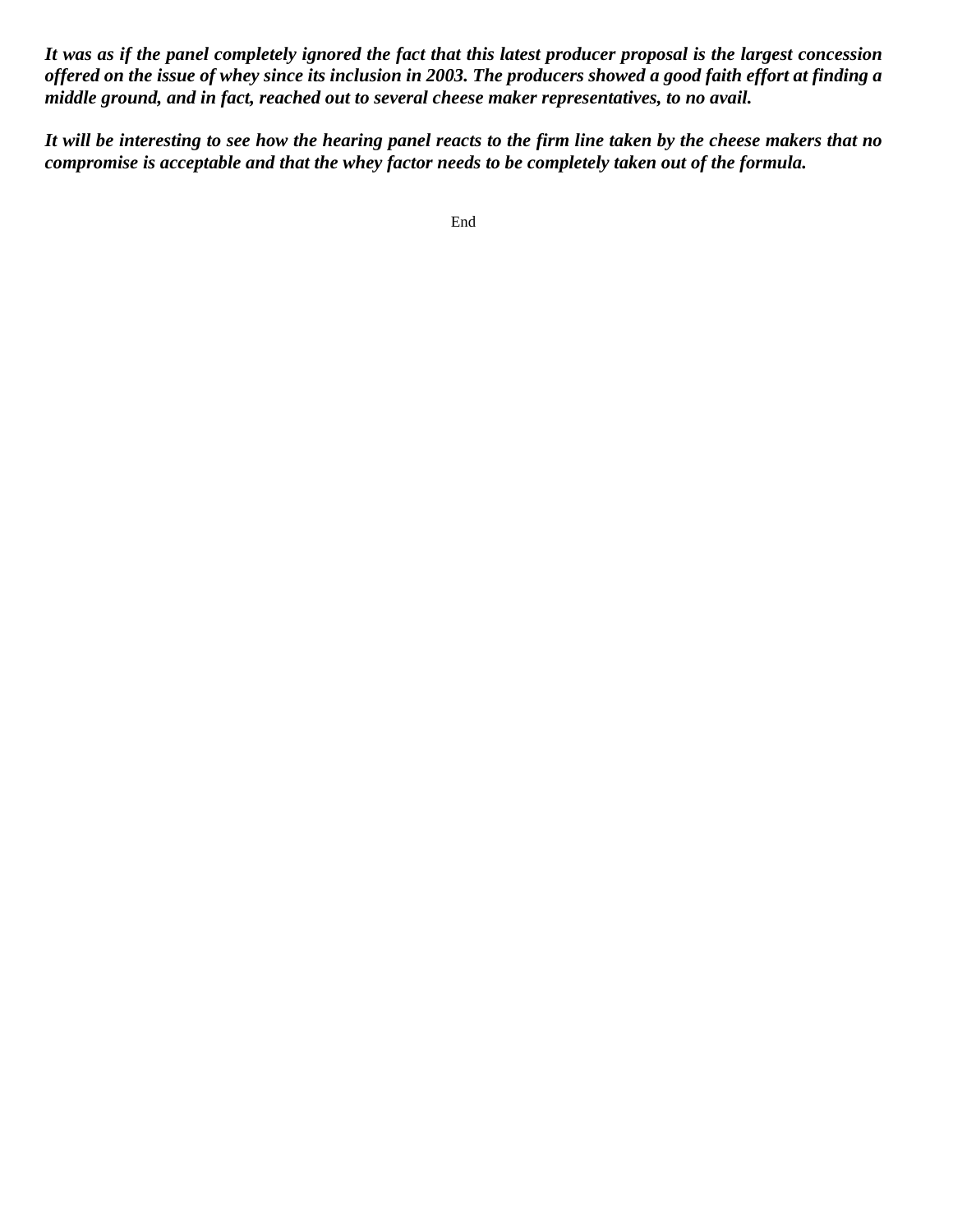***It was as if the panel completely ignored the fact that this latest producer proposal is the largest concession offered on the issue of whey since its inclusion in 2003. The producers showed a good faith effort at finding a middle ground, and in fact, reached out to several cheese maker representatives, to no avail.***

***It will be interesting to see how the hearing panel reacts to the firm line taken by the cheese makers that no compromise is acceptable and that the whey factor needs to be completely taken out of the formula.***

End